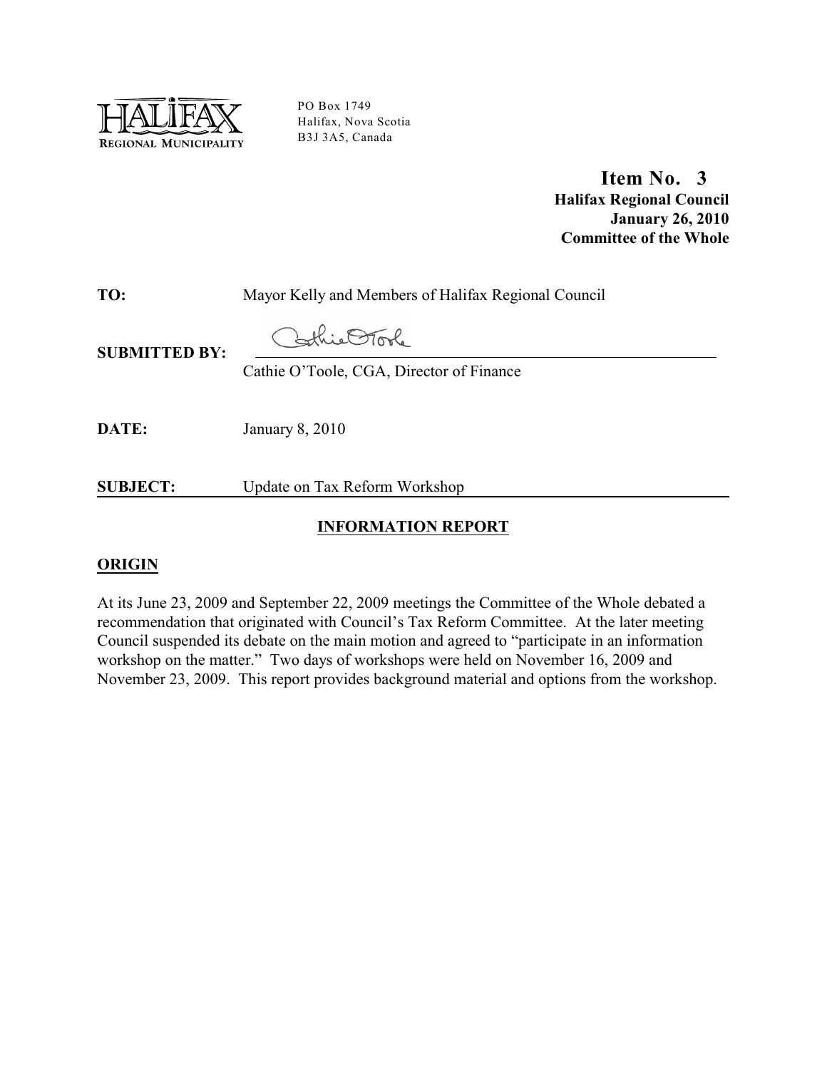HALIFAX REGIONAL MUNICIPALITY

PO Box 1749
Halifax, Nova Scotia
B3J 3A5, Canada

**Item No. 3**
**Halifax Regional Council**
**January 26, 2010**
**Committee of the Whole**

**TO:** Mayor Kelly and Members of Halifax Regional Council

**SUBMITTED BY:**
Cathie O'Toole, CGA, Director of Finance

**DATE:** January 8, 2010

**SUBJECT:** Update on Tax Reform Workshop

## INFORMATION REPORT

### ORIGIN

At its June 23, 2009 and September 22, 2009 meetings the Committee of the Whole debated a recommendation that originated with Council's Tax Reform Committee. At the later meeting Council suspended its debate on the main motion and agreed to "participate in an information workshop on the matter." Two days of workshops were held on November 16, 2009 and November 23, 2009. This report provides background material and options from the workshop.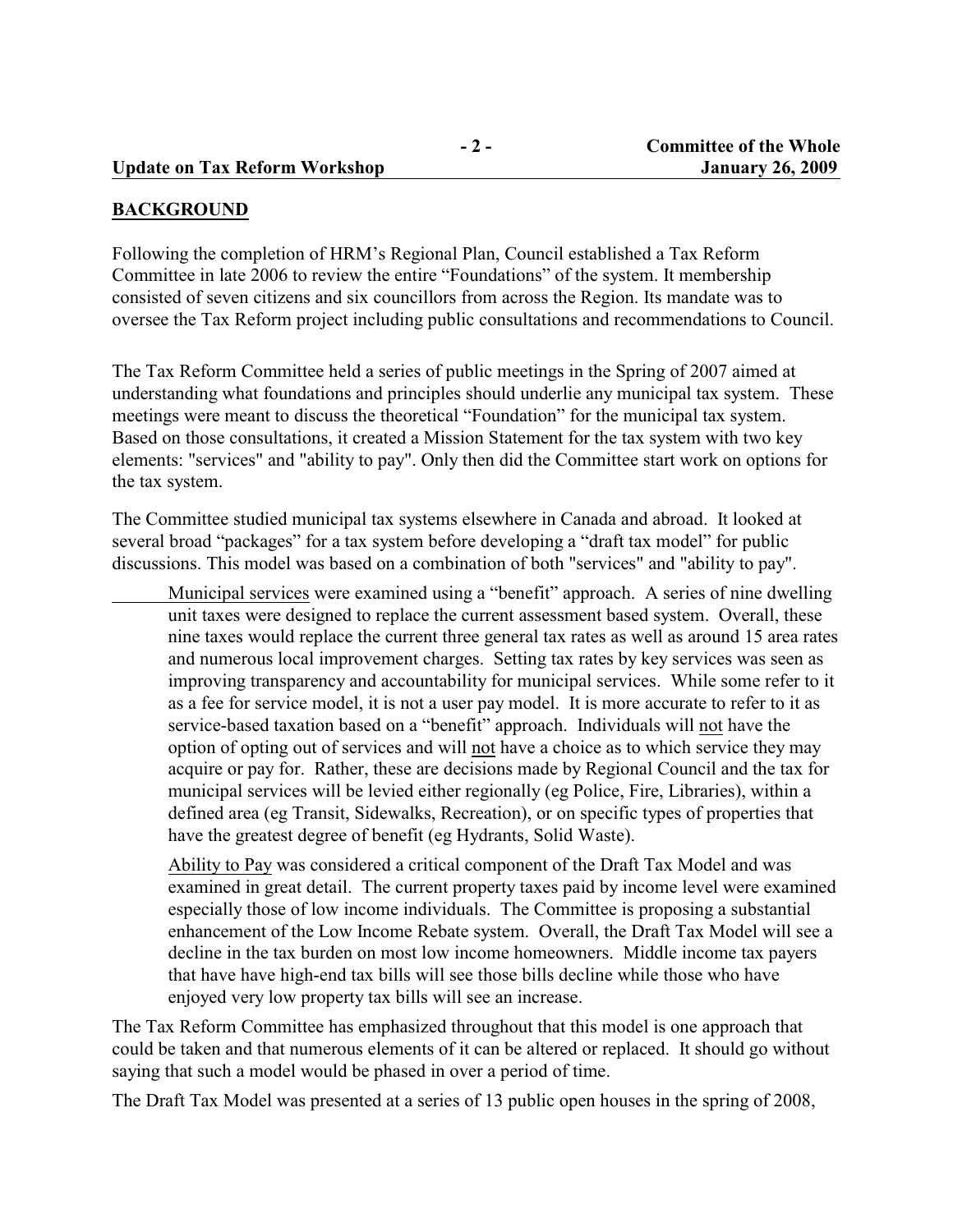## BACKGROUND

Following the completion of HRM's Regional Plan, Council established a Tax Reform Committee in late 2006 to review the entire "Foundations" of the system. It membership consisted of seven citizens and six councillors from across the Region. Its mandate was to oversee the Tax Reform project including public consultations and recommendations to Council.

The Tax Reform Committee held a series of public meetings in the Spring of 2007 aimed at understanding what foundations and principles should underlie any municipal tax system. These meetings were meant to discuss the theoretical "Foundation" for the municipal tax system. Based on those consultations, it created a Mission Statement for the tax system with two key elements: "services" and "ability to pay". Only then did the Committee start work on options for the tax system.

The Committee studied municipal tax systems elsewhere in Canada and abroad. It looked at several broad "packages" for a tax system before developing a "draft tax model" for public discussions. This model was based on a combination of both "services" and "ability to pay".

Municipal services were examined using a "benefit" approach. A series of nine dwelling unit taxes were designed to replace the current assessment based system. Overall, these nine taxes would replace the current three general tax rates as well as around 15 area rates and numerous local improvement charges. Setting tax rates by key services was seen as improving transparency and accountability for municipal services. While some refer to it as a fee for service model, it is not a user pay model. It is more accurate to refer to it as service-based taxation based on a "benefit" approach. Individuals will not have the option of opting out of services and will not have a choice as to which service they may acquire or pay for. Rather, these are decisions made by Regional Council and the tax for municipal services will be levied either regionally (eg Police, Fire, Libraries), within a defined area (eg Transit, Sidewalks, Recreation), or on specific types of properties that have the greatest degree of benefit (eg Hydrants, Solid Waste).

Ability to Pay was considered a critical component of the Draft Tax Model and was examined in great detail. The current property taxes paid by income level were examined especially those of low income individuals. The Committee is proposing a substantial enhancement of the Low Income Rebate system. Overall, the Draft Tax Model will see a decline in the tax burden on most low income homeowners. Middle income tax payers that have have high-end tax bills will see those bills decline while those who have enjoyed very low property tax bills will see an increase.

The Tax Reform Committee has emphasized throughout that this model is one approach that could be taken and that numerous elements of it can be altered or replaced. It should go without saying that such a model would be phased in over a period of time.

The Draft Tax Model was presented at a series of 13 public open houses in the spring of 2008,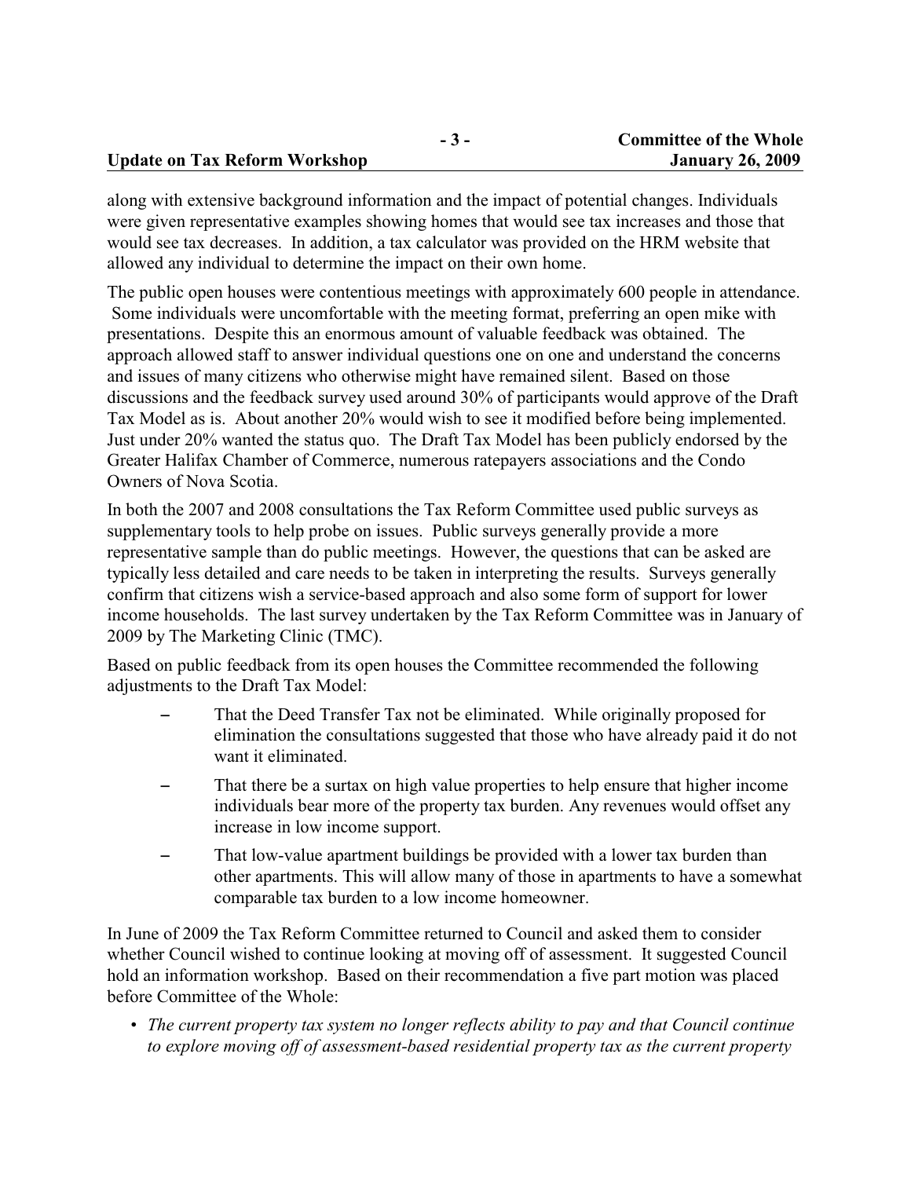along with extensive background information and the impact of potential changes. Individuals were given representative examples showing homes that would see tax increases and those that would see tax decreases. In addition, a tax calculator was provided on the HRM website that allowed any individual to determine the impact on their own home.

The public open houses were contentious meetings with approximately 600 people in attendance. Some individuals were uncomfortable with the meeting format, preferring an open mike with presentations. Despite this an enormous amount of valuable feedback was obtained. The approach allowed staff to answer individual questions one on one and understand the concerns and issues of many citizens who otherwise might have remained silent. Based on those discussions and the feedback survey used around 30% of participants would approve of the Draft Tax Model as is. About another 20% would wish to see it modified before being implemented. Just under 20% wanted the status quo. The Draft Tax Model has been publicly endorsed by the Greater Halifax Chamber of Commerce, numerous ratepayers associations and the Condo Owners of Nova Scotia.

In both the 2007 and 2008 consultations the Tax Reform Committee used public surveys as supplementary tools to help probe on issues. Public surveys generally provide a more representative sample than do public meetings. However, the questions that can be asked are typically less detailed and care needs to be taken in interpreting the results. Surveys generally confirm that citizens wish a service-based approach and also some form of support for lower income households. The last survey undertaken by the Tax Reform Committee was in January of 2009 by The Marketing Clinic (TMC).

Based on public feedback from its open houses the Committee recommended the following adjustments to the Draft Tax Model:

- That the Deed Transfer Tax not be eliminated. While originally proposed for elimination the consultations suggested that those who have already paid it do not want it eliminated.
- That there be a surtax on high value properties to help ensure that higher income individuals bear more of the property tax burden. Any revenues would offset any increase in low income support.
- That low-value apartment buildings be provided with a lower tax burden than other apartments. This will allow many of those in apartments to have a somewhat comparable tax burden to a low income homeowner.

In June of 2009 the Tax Reform Committee returned to Council and asked them to consider whether Council wished to continue looking at moving off of assessment. It suggested Council hold an information workshop. Based on their recommendation a five part motion was placed before Committee of the Whole:

- *The current property tax system no longer reflects ability to pay and that Council continue to explore moving off of assessment-based residential property tax as the current property*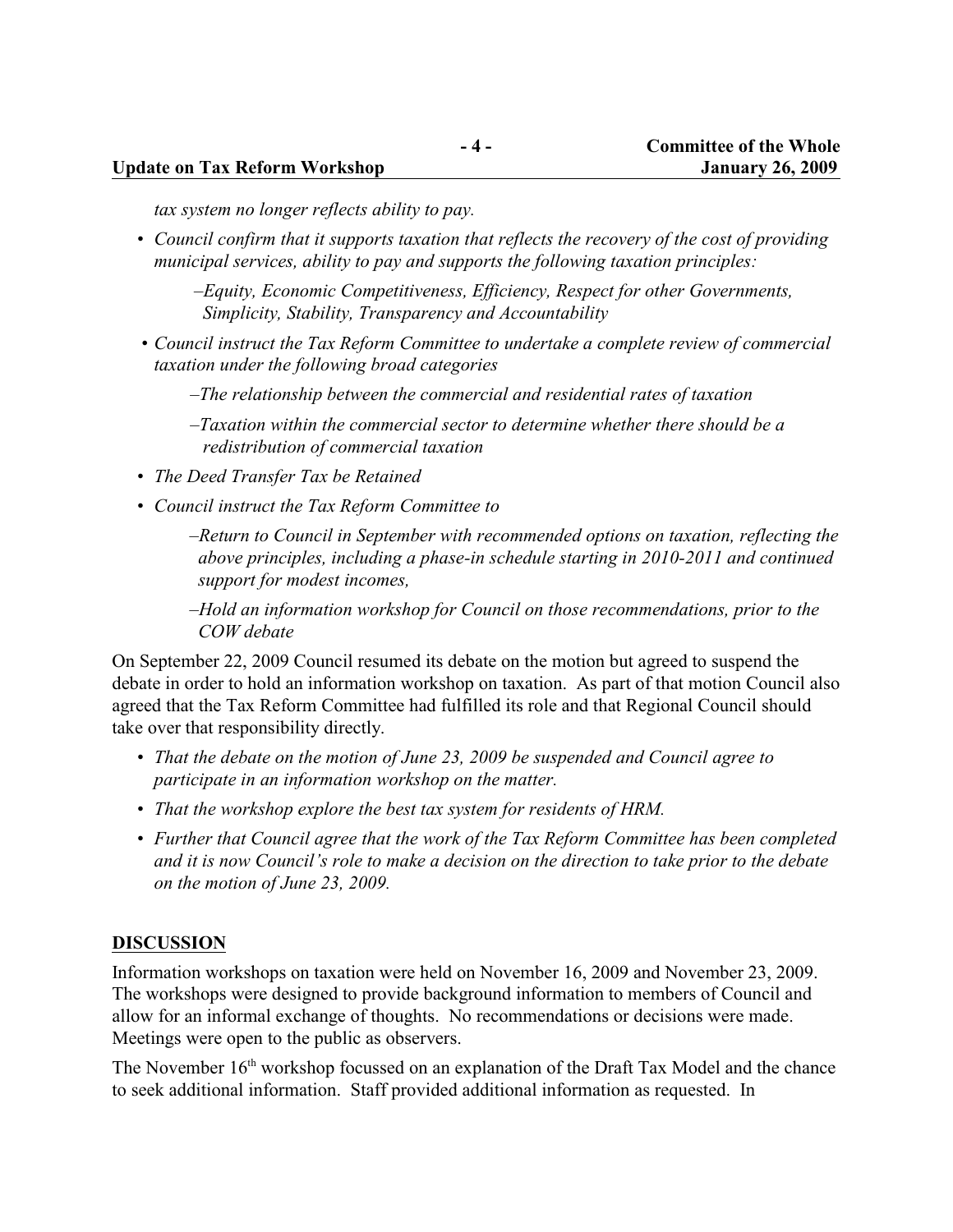*tax system no longer reflects ability to pay.*

- *Council confirm that it supports taxation that reflects the recovery of the cost of providing municipal services, ability to pay and supports the following taxation principles:*
  - *–Equity, Economic Competitiveness, Efficiency, Respect for other Governments, Simplicity, Stability, Transparency and Accountability*
- *Council instruct the Tax Reform Committee to undertake a complete review of commercial taxation under the following broad categories*
  - *–The relationship between the commercial and residential rates of taxation*
  - *–Taxation within the commercial sector to determine whether there should be a redistribution of commercial taxation*
- *The Deed Transfer Tax be Retained*
- *Council instruct the Tax Reform Committee to*
  - *–Return to Council in September with recommended options on taxation, reflecting the above principles, including a phase-in schedule starting in 2010-2011 and continued support for modest incomes,*
  - *–Hold an information workshop for Council on those recommendations, prior to the COW debate*

On September 22, 2009 Council resumed its debate on the motion but agreed to suspend the debate in order to hold an information workshop on taxation. As part of that motion Council also agreed that the Tax Reform Committee had fulfilled its role and that Regional Council should take over that responsibility directly.

- *That the debate on the motion of June 23, 2009 be suspended and Council agree to participate in an information workshop on the matter.*
- *That the workshop explore the best tax system for residents of HRM.*
- *Further that Council agree that the work of the Tax Reform Committee has been completed and it is now Council's role to make a decision on the direction to take prior to the debate on the motion of June 23, 2009.*

## DISCUSSION

Information workshops on taxation were held on November 16, 2009 and November 23, 2009. The workshops were designed to provide background information to members of Council and allow for an informal exchange of thoughts. No recommendations or decisions were made. Meetings were open to the public as observers.

The November 16th workshop focussed on an explanation of the Draft Tax Model and the chance to seek additional information. Staff provided additional information as requested. In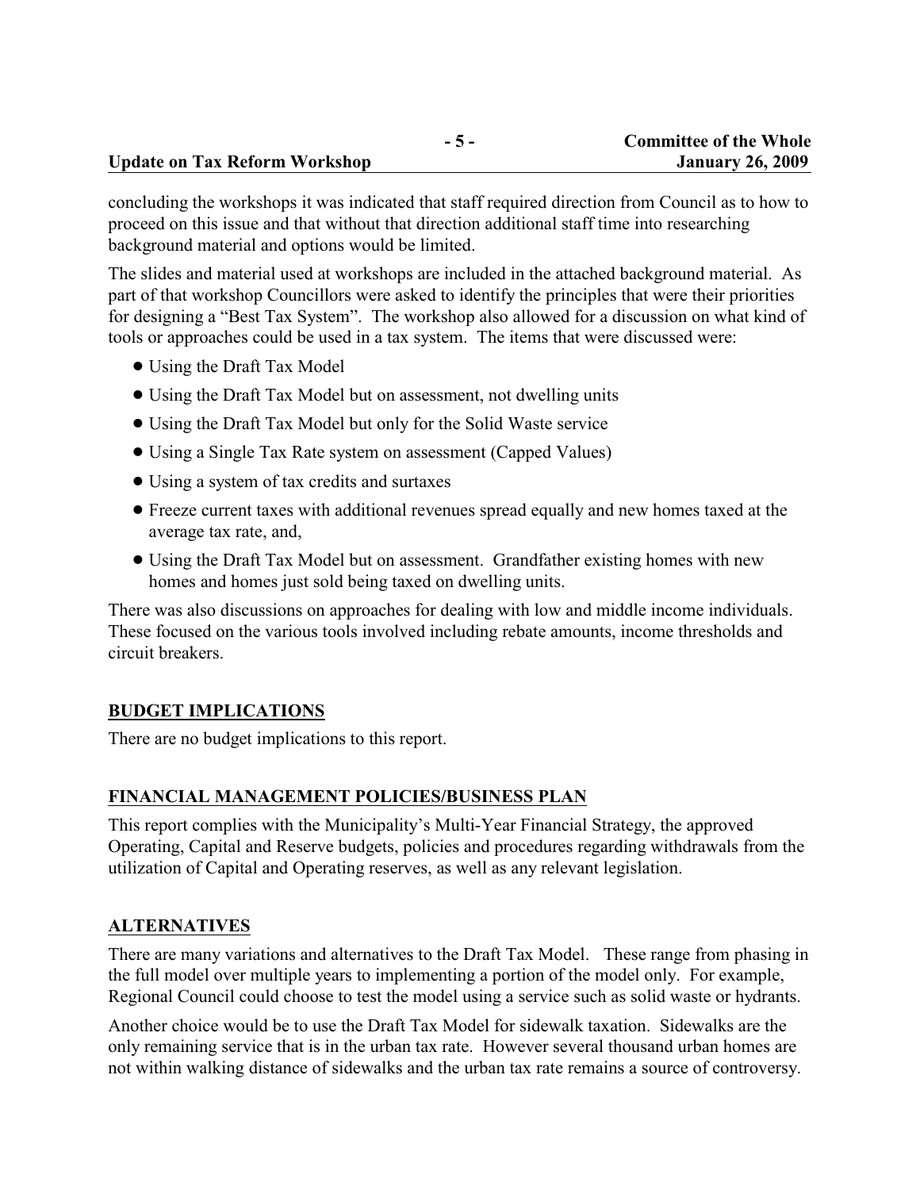concluding the workshops it was indicated that staff required direction from Council as to how to proceed on this issue and that without that direction additional staff time into researching background material and options would be limited.

The slides and material used at workshops are included in the attached background material. As part of that workshop Councillors were asked to identify the principles that were their priorities for designing a "Best Tax System". The workshop also allowed for a discussion on what kind of tools or approaches could be used in a tax system. The items that were discussed were:

- Using the Draft Tax Model
- Using the Draft Tax Model but on assessment, not dwelling units
- Using the Draft Tax Model but only for the Solid Waste service
- Using a Single Tax Rate system on assessment (Capped Values)
- Using a system of tax credits and surtaxes
- Freeze current taxes with additional revenues spread equally and new homes taxed at the average tax rate, and,
- Using the Draft Tax Model but on assessment. Grandfather existing homes with new homes and homes just sold being taxed on dwelling units.

There was also discussions on approaches for dealing with low and middle income individuals. These focused on the various tools involved including rebate amounts, income thresholds and circuit breakers.

## BUDGET IMPLICATIONS

There are no budget implications to this report.

## FINANCIAL MANAGEMENT POLICIES/BUSINESS PLAN

This report complies with the Municipality's Multi-Year Financial Strategy, the approved Operating, Capital and Reserve budgets, policies and procedures regarding withdrawals from the utilization of Capital and Operating reserves, as well as any relevant legislation.

## ALTERNATIVES

There are many variations and alternatives to the Draft Tax Model. These range from phasing in the full model over multiple years to implementing a portion of the model only. For example, Regional Council could choose to test the model using a service such as solid waste or hydrants.

Another choice would be to use the Draft Tax Model for sidewalk taxation. Sidewalks are the only remaining service that is in the urban tax rate. However several thousand urban homes are not within walking distance of sidewalks and the urban tax rate remains a source of controversy.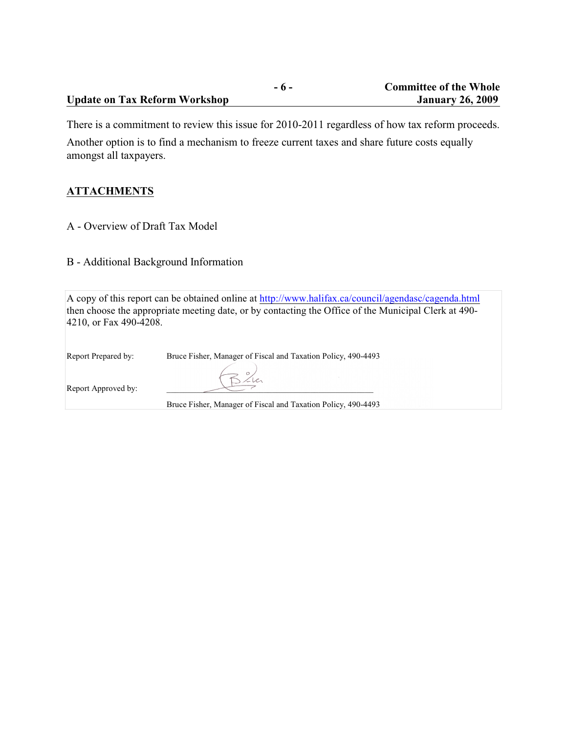There is a commitment to review this issue for 2010-2011 regardless of how tax reform proceeds.

Another option is to find a mechanism to freeze current taxes and share future costs equally amongst all taxpayers.

## ATTACHMENTS

A - Overview of Draft Tax Model

B - Additional Background Information

A copy of this report can be obtained online at http://www.halifax.ca/council/agendasc/cagenda.html then choose the appropriate meeting date, or by contacting the Office of the Municipal Clerk at 490-4210, or Fax 490-4208.

Report Prepared by: Bruce Fisher, Manager of Fiscal and Taxation Policy, 490-4493

Report Approved by: ________________________________

Bruce Fisher, Manager of Fiscal and Taxation Policy, 490-4493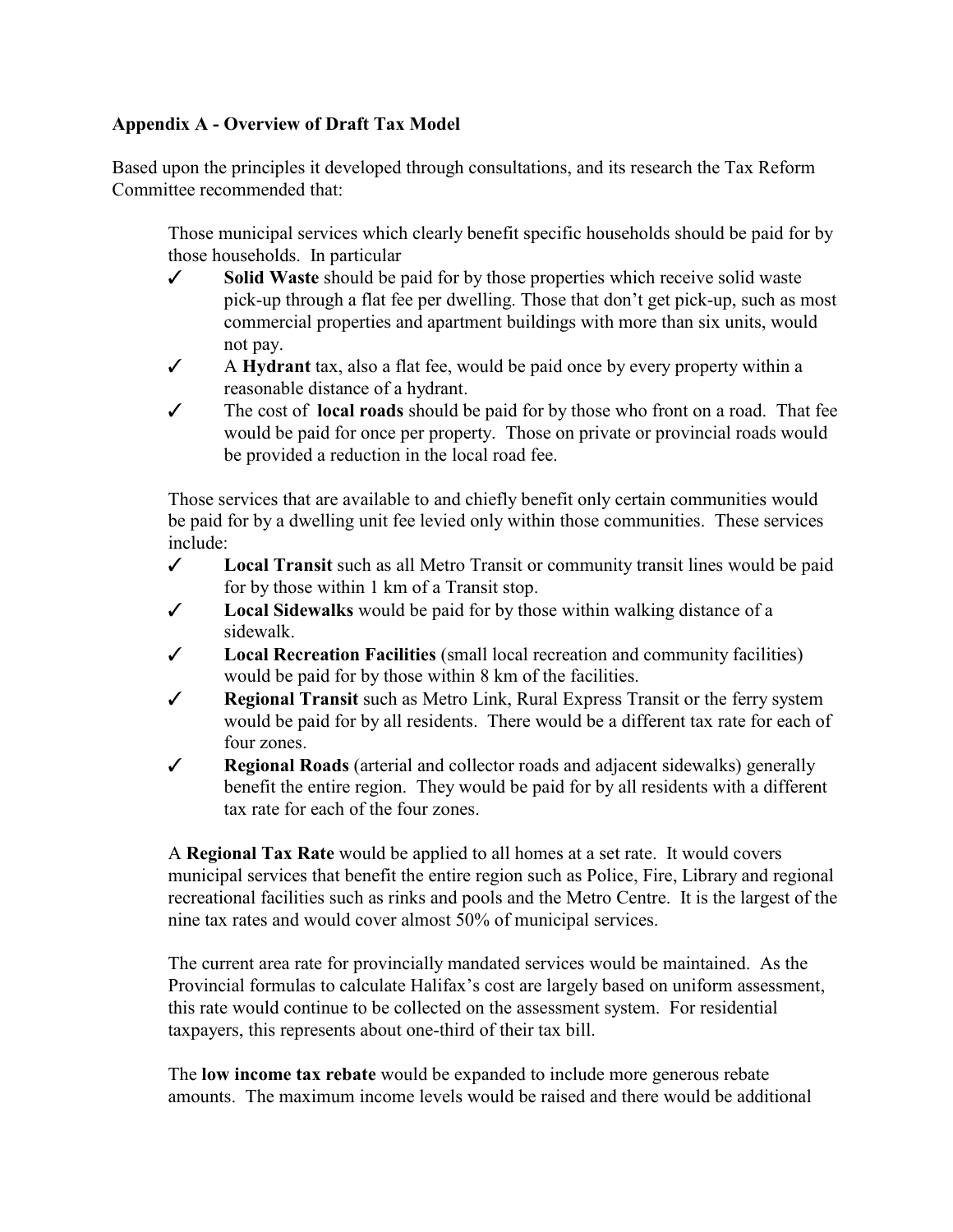**Appendix A - Overview of Draft Tax Model**

Based upon the principles it developed through consultations, and its research the Tax Reform Committee recommended that:

Those municipal services which clearly benefit specific households should be paid for by those households. In particular

- ✓ **Solid Waste** should be paid for by those properties which receive solid waste pick-up through a flat fee per dwelling. Those that don't get pick-up, such as most commercial properties and apartment buildings with more than six units, would not pay.
- ✓ A **Hydrant** tax, also a flat fee, would be paid once by every property within a reasonable distance of a hydrant.
- ✓ The cost of **local roads** should be paid for by those who front on a road. That fee would be paid for once per property. Those on private or provincial roads would be provided a reduction in the local road fee.

Those services that are available to and chiefly benefit only certain communities would be paid for by a dwelling unit fee levied only within those communities. These services include:

- ✓ **Local Transit** such as all Metro Transit or community transit lines would be paid for by those within 1 km of a Transit stop.
- ✓ **Local Sidewalks** would be paid for by those within walking distance of a sidewalk.
- ✓ **Local Recreation Facilities** (small local recreation and community facilities) would be paid for by those within 8 km of the facilities.
- ✓ **Regional Transit** such as Metro Link, Rural Express Transit or the ferry system would be paid for by all residents. There would be a different tax rate for each of four zones.
- ✓ **Regional Roads** (arterial and collector roads and adjacent sidewalks) generally benefit the entire region. They would be paid for by all residents with a different tax rate for each of the four zones.

A **Regional Tax Rate** would be applied to all homes at a set rate. It would covers municipal services that benefit the entire region such as Police, Fire, Library and regional recreational facilities such as rinks and pools and the Metro Centre. It is the largest of the nine tax rates and would cover almost 50% of municipal services.

The current area rate for provincially mandated services would be maintained. As the Provincial formulas to calculate Halifax's cost are largely based on uniform assessment, this rate would continue to be collected on the assessment system. For residential taxpayers, this represents about one-third of their tax bill.

The **low income tax rebate** would be expanded to include more generous rebate amounts. The maximum income levels would be raised and there would be additional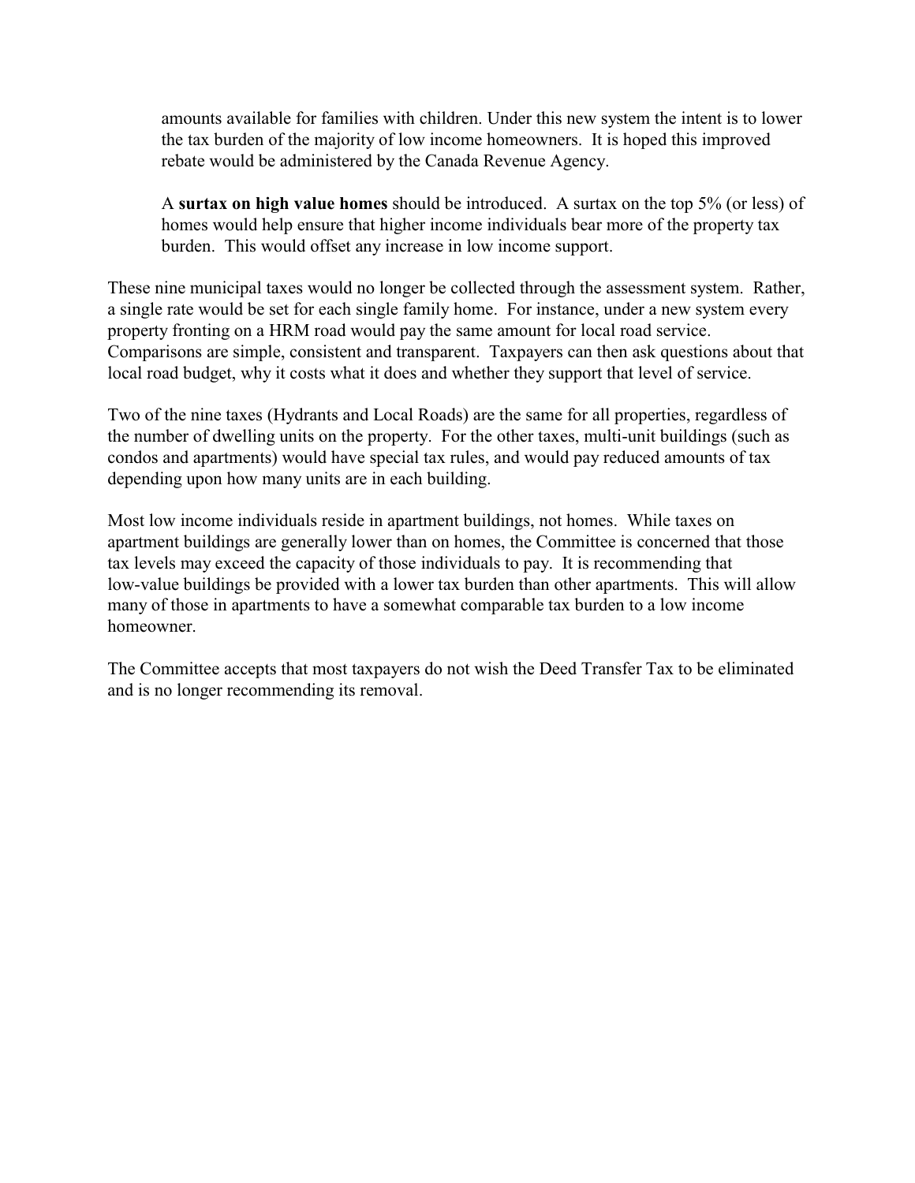amounts available for families with children. Under this new system the intent is to lower the tax burden of the majority of low income homeowners. It is hoped this improved rebate would be administered by the Canada Revenue Agency.

A **surtax on high value homes** should be introduced. A surtax on the top 5% (or less) of homes would help ensure that higher income individuals bear more of the property tax burden. This would offset any increase in low income support.

These nine municipal taxes would no longer be collected through the assessment system. Rather, a single rate would be set for each single family home. For instance, under a new system every property fronting on a HRM road would pay the same amount for local road service. Comparisons are simple, consistent and transparent. Taxpayers can then ask questions about that local road budget, why it costs what it does and whether they support that level of service.

Two of the nine taxes (Hydrants and Local Roads) are the same for all properties, regardless of the number of dwelling units on the property. For the other taxes, multi-unit buildings (such as condos and apartments) would have special tax rules, and would pay reduced amounts of tax depending upon how many units are in each building.

Most low income individuals reside in apartment buildings, not homes. While taxes on apartment buildings are generally lower than on homes, the Committee is concerned that those tax levels may exceed the capacity of those individuals to pay. It is recommending that low-value buildings be provided with a lower tax burden than other apartments. This will allow many of those in apartments to have a somewhat comparable tax burden to a low income homeowner.

The Committee accepts that most taxpayers do not wish the Deed Transfer Tax to be eliminated and is no longer recommending its removal.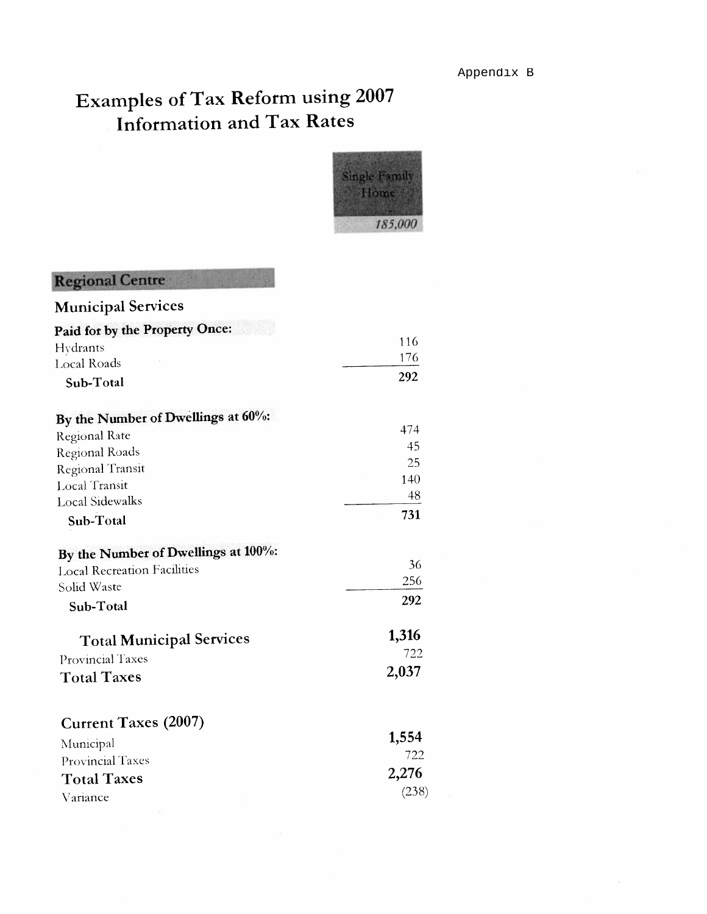Appendix B

# Examples of Tax Reform using 2007 Information and Tax Rates

| | Single Family Home |
|---|---|
| | *185,000* |
| **Regional Centre** | |
| **Municipal Services** | |
| **Paid for by the Property Once:** | |
| Hydrants | 116 |
| Local Roads | 176 |
| **Sub-Total** | **292** |
| **By the Number of Dwellings at 60%:** | |
| Regional Rate | 474 |
| Regional Roads | 45 |
| Regional Transit | 25 |
| Local Transit | 140 |
| Local Sidewalks | 48 |
| **Sub-Total** | **731** |
| **By the Number of Dwellings at 100%:** | |
| Local Recreation Facilities | 36 |
| Solid Waste | 256 |
| **Sub-Total** | **292** |
| **Total Municipal Services** | **1,316** |
| Provincial Taxes | 722 |
| **Total Taxes** | **2,037** |
| **Current Taxes (2007)** | |
| Municipal | **1,554** |
| Provincial Taxes | 722 |
| **Total Taxes** | **2,276** |
| Variance | (238) |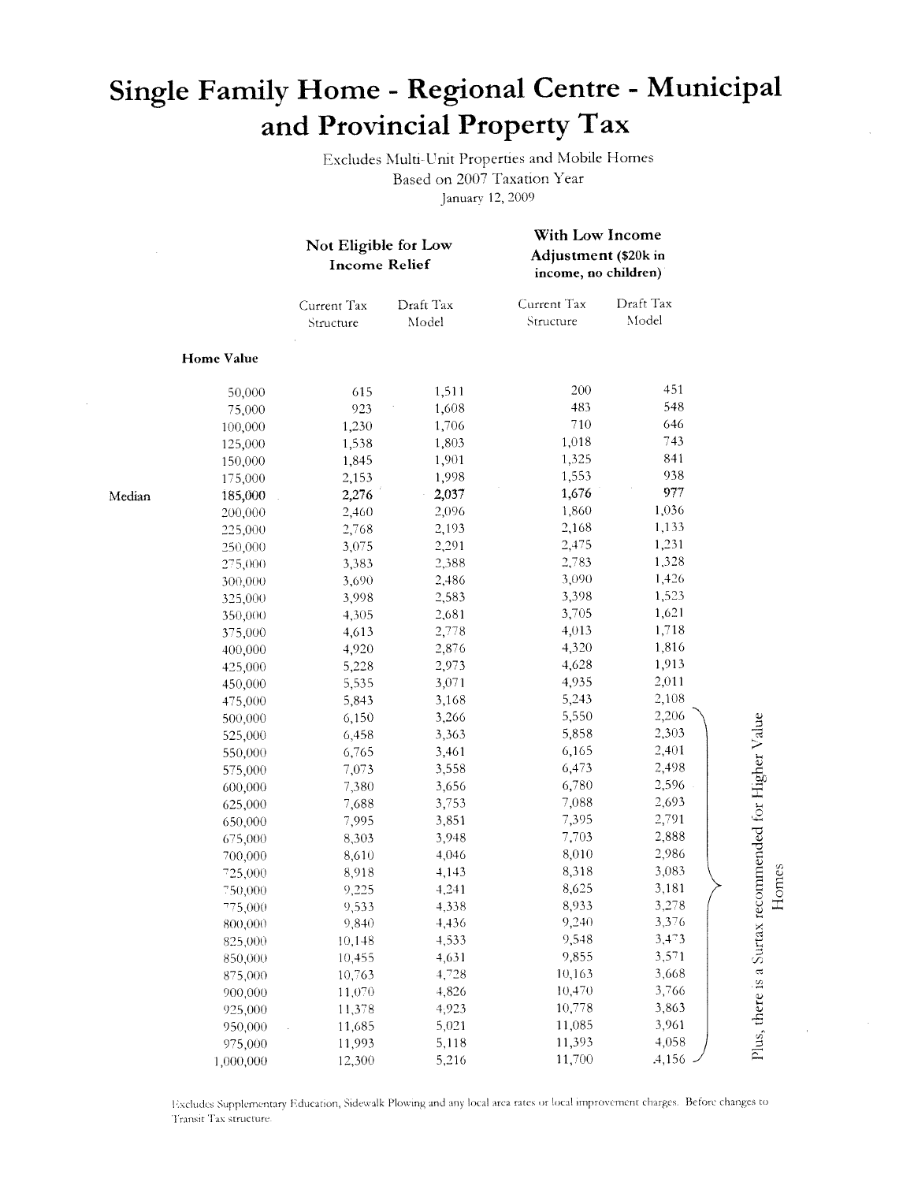# Single Family Home - Regional Centre - Municipal and Provincial Property Tax

Excludes Multi-Unit Properties and Mobile Homes
Based on 2007 Taxation Year
January 12, 2009

| | Home Value | Not Eligible for Low Income Relief | | With Low Income Adjustment ($20k in income, no children) | |
|---|---|---|---|---|---|
| | | Current Tax Structure | Draft Tax Model | Current Tax Structure | Draft Tax Model |
| | 50,000 | 615 | 1,511 | 200 | 451 |
| | 75,000 | 923 | 1,608 | 483 | 548 |
| | 100,000 | 1,230 | 1,706 | 710 | 646 |
| | 125,000 | 1,538 | 1,803 | 1,018 | 743 |
| | 150,000 | 1,845 | 1,901 | 1,325 | 841 |
| | 175,000 | 2,153 | 1,998 | 1,553 | 938 |
| Median | **185,000** | **2,276** | **2,037** | **1,676** | **977** |
| | 200,000 | 2,460 | 2,096 | 1,860 | 1,036 |
| | 225,000 | 2,768 | 2,193 | 2,168 | 1,133 |
| | 250,000 | 3,075 | 2,291 | 2,475 | 1,231 |
| | 275,000 | 3,383 | 2,388 | 2,783 | 1,328 |
| | 300,000 | 3,690 | 2,486 | 3,090 | 1,426 |
| | 325,000 | 3,998 | 2,583 | 3,398 | 1,523 |
| | 350,000 | 4,305 | 2,681 | 3,705 | 1,621 |
| | 375,000 | 4,613 | 2,778 | 4,013 | 1,718 |
| | 400,000 | 4,920 | 2,876 | 4,320 | 1,816 |
| | 425,000 | 5,228 | 2,973 | 4,628 | 1,913 |
| | 450,000 | 5,535 | 3,071 | 4,935 | 2,011 |
| | 475,000 | 5,843 | 3,168 | 5,243 | 2,108 |
| | 500,000 | 6,150 | 3,266 | 5,550 | 2,206 |
| | 525,000 | 6,458 | 3,363 | 5,858 | 2,303 |
| | 550,000 | 6,765 | 3,461 | 6,165 | 2,401 |
| | 575,000 | 7,073 | 3,558 | 6,473 | 2,498 |
| | 600,000 | 7,380 | 3,656 | 6,780 | 2,596 |
| | 625,000 | 7,688 | 3,753 | 7,088 | 2,693 |
| | 650,000 | 7,995 | 3,851 | 7,395 | 2,791 |
| | 675,000 | 8,303 | 3,948 | 7,703 | 2,888 |
| | 700,000 | 8,610 | 4,046 | 8,010 | 2,986 |
| | 725,000 | 8,918 | 4,143 | 8,318 | 3,083 |
| | 750,000 | 9,225 | 4,241 | 8,625 | 3,181 |
| | 775,000 | 9,533 | 4,338 | 8,933 | 3,278 |
| | 800,000 | 9,840 | 4,436 | 9,240 | 3,376 |
| | 825,000 | 10,148 | 4,533 | 9,548 | 3,473 |
| | 850,000 | 10,455 | 4,631 | 9,855 | 3,571 |
| | 875,000 | 10,763 | 4,728 | 10,163 | 3,668 |
| | 900,000 | 11,070 | 4,826 | 10,470 | 3,766 |
| | 925,000 | 11,378 | 4,923 | 10,778 | 3,863 |
| | 950,000 | 11,685 | 5,021 | 11,085 | 3,961 |
| | 975,000 | 11,993 | 5,118 | 11,393 | 4,058 |
| | 1,000,000 | 12,300 | 5,216 | 11,700 | 4,156 |

Plus, there is a Surtax recommended for Higher Value Homes (applies to home values 500,000 to 1,000,000)

Excludes Supplementary Education, Sidewalk Plowing and any local area rates or local improvement charges. Before changes to Transit Tax structure.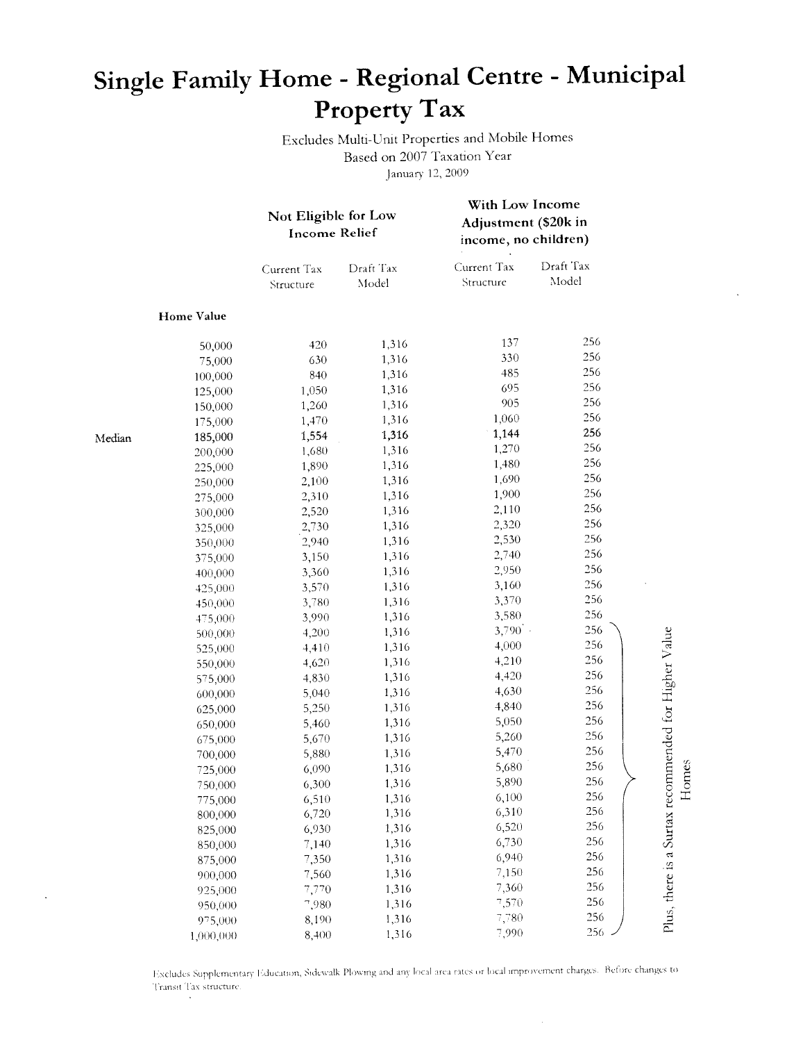# Single Family Home - Regional Centre - Municipal Property Tax

Excludes Multi-Unit Properties and Mobile Homes
Based on 2007 Taxation Year
January 12, 2009

| | Home Value | Not Eligible for Low Income Relief | | With Low Income Adjustment ($20k in income, no children) | |
|---|---|---|---|---|---|
| | | Current Tax Structure | Draft Tax Model | Current Tax Structure | Draft Tax Model |
| | 50,000 | 420 | 1,316 | 137 | 256 |
| | 75,000 | 630 | 1,316 | 330 | 256 |
| | 100,000 | 840 | 1,316 | 485 | 256 |
| | 125,000 | 1,050 | 1,316 | 695 | 256 |
| | 150,000 | 1,260 | 1,316 | 905 | 256 |
| | 175,000 | 1,470 | 1,316 | 1,060 | 256 |
| Median | **185,000** | **1,554** | **1,316** | **1,144** | **256** |
| | 200,000 | 1,680 | 1,316 | 1,270 | 256 |
| | 225,000 | 1,890 | 1,316 | 1,480 | 256 |
| | 250,000 | 2,100 | 1,316 | 1,690 | 256 |
| | 275,000 | 2,310 | 1,316 | 1,900 | 256 |
| | 300,000 | 2,520 | 1,316 | 2,110 | 256 |
| | 325,000 | 2,730 | 1,316 | 2,320 | 256 |
| | 350,000 | 2,940 | 1,316 | 2,530 | 256 |
| | 375,000 | 3,150 | 1,316 | 2,740 | 256 |
| | 400,000 | 3,360 | 1,316 | 2,950 | 256 |
| | 425,000 | 3,570 | 1,316 | 3,160 | 256 |
| | 450,000 | 3,780 | 1,316 | 3,370 | 256 |
| | 475,000 | 3,990 | 1,316 | 3,580 | 256 |
| | 500,000 | 4,200 | 1,316 | 3,790 | 256 |
| | 525,000 | 4,410 | 1,316 | 4,000 | 256 |
| | 550,000 | 4,620 | 1,316 | 4,210 | 256 |
| | 575,000 | 4,830 | 1,316 | 4,420 | 256 |
| | 600,000 | 5,040 | 1,316 | 4,630 | 256 |
| | 625,000 | 5,250 | 1,316 | 4,840 | 256 |
| | 650,000 | 5,460 | 1,316 | 5,050 | 256 |
| | 675,000 | 5,670 | 1,316 | 5,260 | 256 |
| | 700,000 | 5,880 | 1,316 | 5,470 | 256 |
| | 725,000 | 6,090 | 1,316 | 5,680 | 256 |
| | 750,000 | 6,300 | 1,316 | 5,890 | 256 |
| | 775,000 | 6,510 | 1,316 | 6,100 | 256 |
| | 800,000 | 6,720 | 1,316 | 6,310 | 256 |
| | 825,000 | 6,930 | 1,316 | 6,520 | 256 |
| | 850,000 | 7,140 | 1,316 | 6,730 | 256 |
| | 875,000 | 7,350 | 1,316 | 6,940 | 256 |
| | 900,000 | 7,560 | 1,316 | 7,150 | 256 |
| | 925,000 | 7,770 | 1,316 | 7,360 | 256 |
| | 950,000 | 7,980 | 1,316 | 7,570 | 256 |
| | 975,000 | 8,190 | 1,316 | 7,780 | 256 |
| | 1,000,000 | 8,400 | 1,316 | 7,990 | 256 |

Plus, there is a Surtax recommended for Higher Value Homes (applies to home values 500,000 to 1,000,000)

Excludes Supplementary Education, Sidewalk Plowing and any local area rates or local improvement charges. Before changes to Transit Tax structure.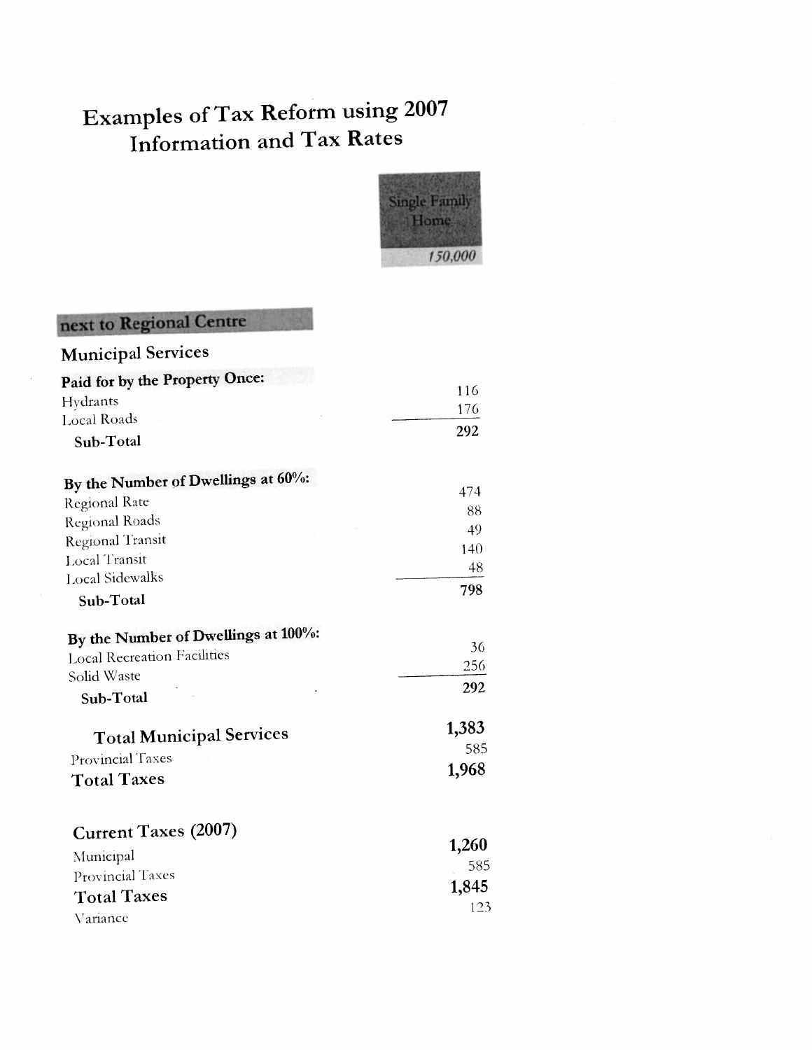# Examples of Tax Reform using 2007 Information and Tax Rates

| | Single Family Home |
|---|---|
| | *150,000* |
| **next to Regional Centre** | |
| **Municipal Services** | |
| **Paid for by the Property Once:** | |
| Hydrants | 116 |
| Local Roads | 176 |
| **Sub-Total** | 292 |
| **By the Number of Dwellings at 60%:** | |
| Regional Rate | 474 |
| Regional Roads | 88 |
| Regional Transit | 49 |
| Local Transit | 140 |
| Local Sidewalks | 48 |
| **Sub-Total** | 798 |
| **By the Number of Dwellings at 100%:** | |
| Local Recreation Facilities | 36 |
| Solid Waste | 256 |
| **Sub-Total** | 292 |
| **Total Municipal Services** | **1,383** |
| Provincial Taxes | 585 |
| **Total Taxes** | **1,968** |
| **Current Taxes (2007)** | |
| Municipal | **1,260** |
| Provincial Taxes | 585 |
| **Total Taxes** | **1,845** |
| Variance | 123 |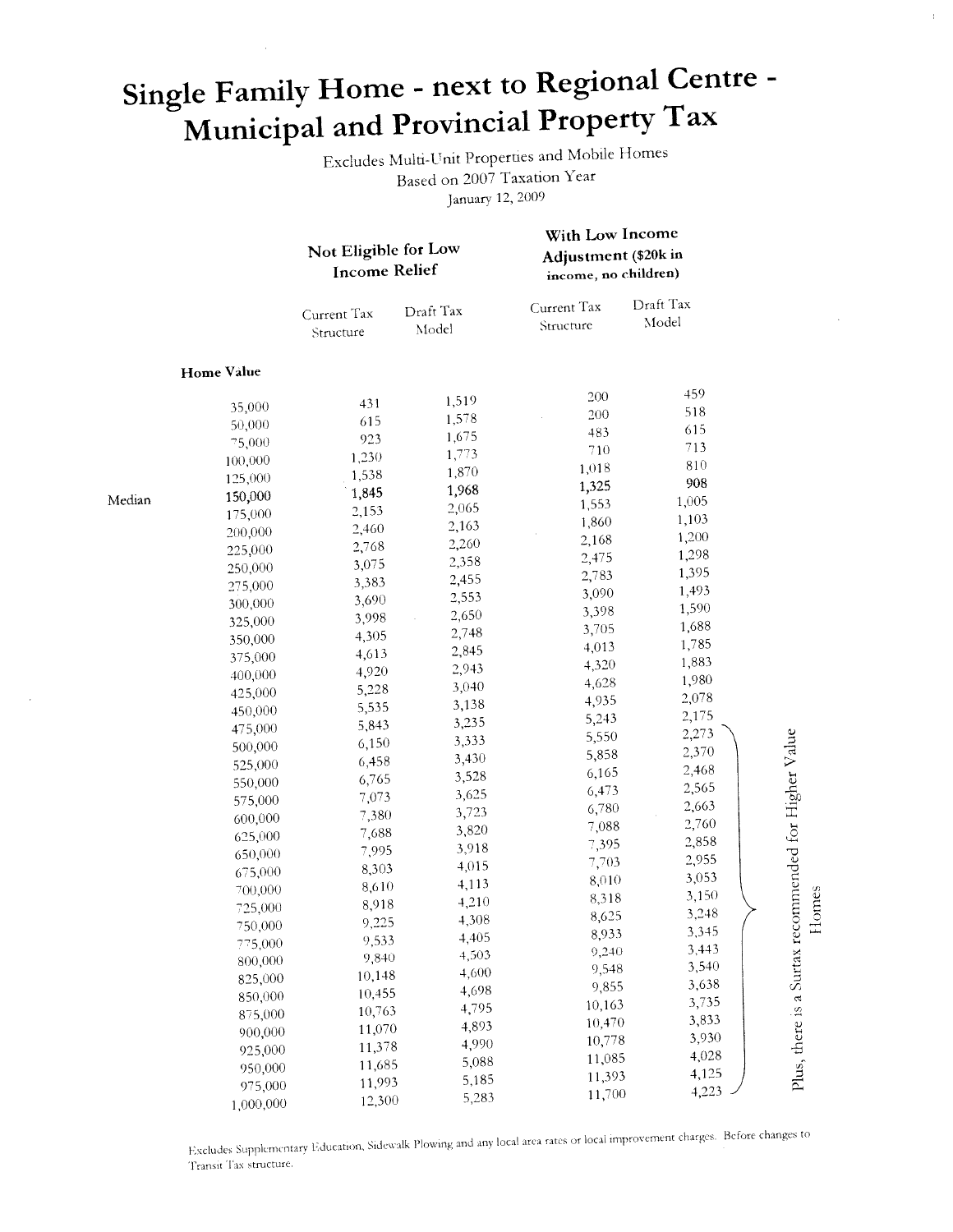# Single Family Home - next to Regional Centre - Municipal and Provincial Property Tax

Excludes Multi-Unit Properties and Mobile Homes
Based on 2007 Taxation Year
January 12, 2009

| | | Not Eligible for Low Income Relief | | With Low Income Adjustment ($20k in income, no children) | |
|---|---|---|---|---|---|
| | | Current Tax Structure | Draft Tax Model | Current Tax Structure | Draft Tax Model |
| | **Home Value** | | | | |
| | 35,000 | 431 | 1,519 | 200 | 459 |
| | 50,000 | 615 | 1,578 | 200 | 518 |
| | 75,000 | 923 | 1,675 | 483 | 615 |
| | 100,000 | 1,230 | 1,773 | 710 | 713 |
| | 125,000 | 1,538 | 1,870 | 1,018 | 810 |
| Median | **150,000** | **1,845** | **1,968** | **1,325** | **908** |
| | 175,000 | 2,153 | 2,065 | 1,553 | 1,005 |
| | 200,000 | 2,460 | 2,163 | 1,860 | 1,103 |
| | 225,000 | 2,768 | 2,260 | 2,168 | 1,200 |
| | 250,000 | 3,075 | 2,358 | 2,475 | 1,298 |
| | 275,000 | 3,383 | 2,455 | 2,783 | 1,395 |
| | 300,000 | 3,690 | 2,553 | 3,090 | 1,493 |
| | 325,000 | 3,998 | 2,650 | 3,398 | 1,590 |
| | 350,000 | 4,305 | 2,748 | 3,705 | 1,688 |
| | 375,000 | 4,613 | 2,845 | 4,013 | 1,785 |
| | 400,000 | 4,920 | 2,943 | 4,320 | 1,883 |
| | 425,000 | 5,228 | 3,040 | 4,628 | 1,980 |
| | 450,000 | 5,535 | 3,138 | 4,935 | 2,078 |
| | 475,000 | 5,843 | 3,235 | 5,243 | 2,175 |
| | 500,000 | 6,150 | 3,333 | 5,550 | 2,273 |
| | 525,000 | 6,458 | 3,430 | 5,858 | 2,370 |
| | 550,000 | 6,765 | 3,528 | 6,165 | 2,468 |
| | 575,000 | 7,073 | 3,625 | 6,473 | 2,565 |
| | 600,000 | 7,380 | 3,723 | 6,780 | 2,663 |
| | 625,000 | 7,688 | 3,820 | 7,088 | 2,760 |
| | 650,000 | 7,995 | 3,918 | 7,395 | 2,858 |
| | 675,000 | 8,303 | 4,015 | 7,703 | 2,955 |
| | 700,000 | 8,610 | 4,113 | 8,010 | 3,053 |
| | 725,000 | 8,918 | 4,210 | 8,318 | 3,150 |
| | 750,000 | 9,225 | 4,308 | 8,625 | 3,248 |
| | 775,000 | 9,533 | 4,405 | 8,933 | 3,345 |
| | 800,000 | 9,840 | 4,503 | 9,240 | 3,443 |
| | 825,000 | 10,148 | 4,600 | 9,548 | 3,540 |
| | 850,000 | 10,455 | 4,698 | 9,855 | 3,638 |
| | 875,000 | 10,763 | 4,795 | 10,163 | 3,735 |
| | 900,000 | 11,070 | 4,893 | 10,470 | 3,833 |
| | 925,000 | 11,378 | 4,990 | 10,778 | 3,930 |
| | 950,000 | 11,685 | 5,088 | 11,085 | 4,028 |
| | 975,000 | 11,993 | 5,185 | 11,393 | 4,125 |
| | 1,000,000 | 12,300 | 5,283 | 11,700 | 4,223 |

Plus, there is a Surtax recommended for Higher Value Homes (applies to home values 500,000 to 1,000,000)

Excludes Supplementary Education, Sidewalk Plowing and any local area rates or local improvement charges. Before changes to Transit Tax structure.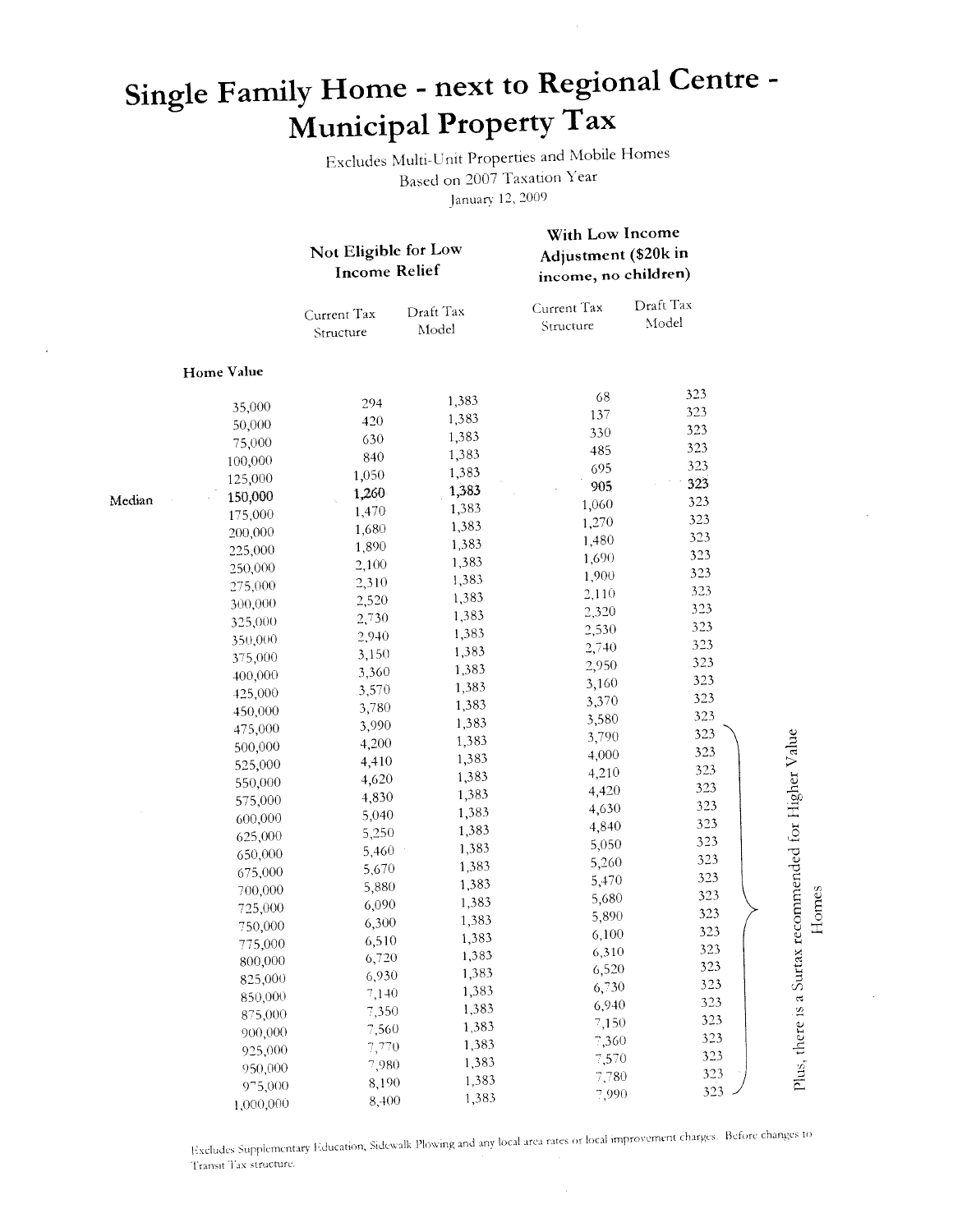# Single Family Home - next to Regional Centre - Municipal Property Tax

Excludes Multi-Unit Properties and Mobile Homes
Based on 2007 Taxation Year
January 12, 2009

| | Home Value | Not Eligible for Low Income Relief | | With Low Income Adjustment ($20k in income, no children) | |
|---|---|---|---|---|---|
| | | Current Tax Structure | Draft Tax Model | Current Tax Structure | Draft Tax Model |
| | 35,000 | 294 | 1,383 | 68 | 323 |
| | 50,000 | 420 | 1,383 | 137 | 323 |
| | 75,000 | 630 | 1,383 | 330 | 323 |
| | 100,000 | 840 | 1,383 | 485 | 323 |
| | 125,000 | 1,050 | 1,383 | 695 | 323 |
| Median | **150,000** | **1,260** | **1,383** | **905** | **323** |
| | 175,000 | 1,470 | 1,383 | 1,060 | 323 |
| | 200,000 | 1,680 | 1,383 | 1,270 | 323 |
| | 225,000 | 1,890 | 1,383 | 1,480 | 323 |
| | 250,000 | 2,100 | 1,383 | 1,690 | 323 |
| | 275,000 | 2,310 | 1,383 | 1,900 | 323 |
| | 300,000 | 2,520 | 1,383 | 2,110 | 323 |
| | 325,000 | 2,730 | 1,383 | 2,320 | 323 |
| | 350,000 | 2,940 | 1,383 | 2,530 | 323 |
| | 375,000 | 3,150 | 1,383 | 2,740 | 323 |
| | 400,000 | 3,360 | 1,383 | 2,950 | 323 |
| | 425,000 | 3,570 | 1,383 | 3,160 | 323 |
| | 450,000 | 3,780 | 1,383 | 3,370 | 323 |
| | 475,000 | 3,990 | 1,383 | 3,580 | 323 |
| | 500,000 | 4,200 | 1,383 | 3,790 | 323 |
| | 525,000 | 4,410 | 1,383 | 4,000 | 323 |
| | 550,000 | 4,620 | 1,383 | 4,210 | 323 |
| | 575,000 | 4,830 | 1,383 | 4,420 | 323 |
| | 600,000 | 5,040 | 1,383 | 4,630 | 323 |
| | 625,000 | 5,250 | 1,383 | 4,840 | 323 |
| | 650,000 | 5,460 | 1,383 | 5,050 | 323 |
| | 675,000 | 5,670 | 1,383 | 5,260 | 323 |
| | 700,000 | 5,880 | 1,383 | 5,470 | 323 |
| | 725,000 | 6,090 | 1,383 | 5,680 | 323 |
| | 750,000 | 6,300 | 1,383 | 5,890 | 323 |
| | 775,000 | 6,510 | 1,383 | 6,100 | 323 |
| | 800,000 | 6,720 | 1,383 | 6,310 | 323 |
| | 825,000 | 6,930 | 1,383 | 6,520 | 323 |
| | 850,000 | 7,140 | 1,383 | 6,730 | 323 |
| | 875,000 | 7,350 | 1,383 | 6,940 | 323 |
| | 900,000 | 7,560 | 1,383 | 7,150 | 323 |
| | 925,000 | 7,770 | 1,383 | 7,360 | 323 |
| | 950,000 | 7,980 | 1,383 | 7,570 | 323 |
| | 975,000 | 8,190 | 1,383 | 7,780 | 323 |
| | 1,000,000 | 8,400 | 1,383 | 7,990 | 323 |

Plus, there is a Surtax recommended for Higher Value Homes

Excludes Supplementary Education, Sidewalk Plowing and any local area rates or local improvement charges. Before changes to Transit Tax structure.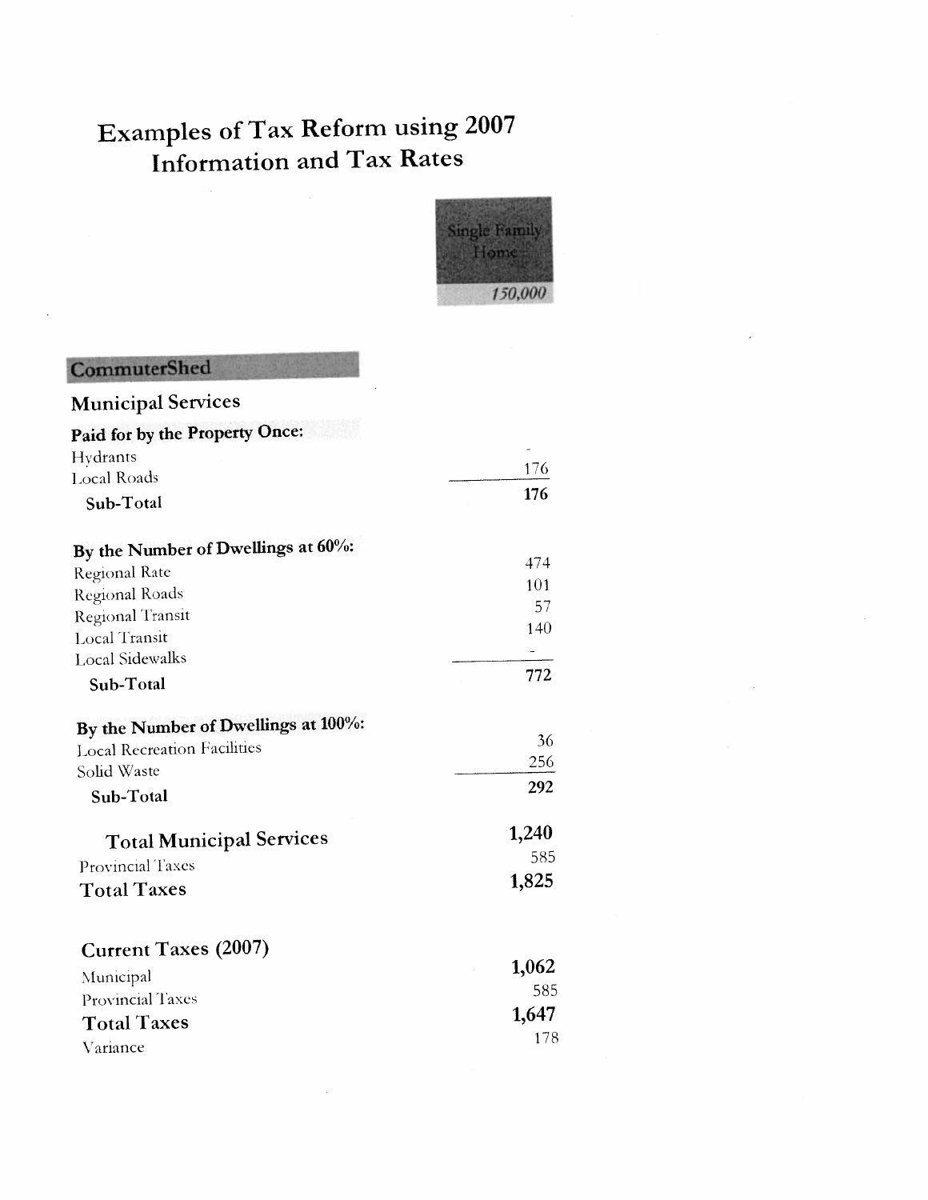# Examples of Tax Reform using 2007 Information and Tax Rates

| | Single Family Home |
|---|---|
| | *150,000* |
| **CommuterShed** | |
| **Municipal Services** | |
| **Paid for by the Property Once:** | |
| Hydrants | - |
| Local Roads | 176 |
| **Sub-Total** | **176** |
| **By the Number of Dwellings at 60%:** | |
| Regional Rate | 474 |
| Regional Roads | 101 |
| Regional Transit | 57 |
| Local Transit | 140 |
| Local Sidewalks | - |
| **Sub-Total** | **772** |
| **By the Number of Dwellings at 100%:** | |
| Local Recreation Facilities | 36 |
| Solid Waste | 256 |
| **Sub-Total** | **292** |
| **Total Municipal Services** | **1,240** |
| Provincial Taxes | 585 |
| **Total Taxes** | **1,825** |
| **Current Taxes (2007)** | |
| Municipal | 1,062 |
| Provincial Taxes | 585 |
| **Total Taxes** | **1,647** |
| Variance | 178 |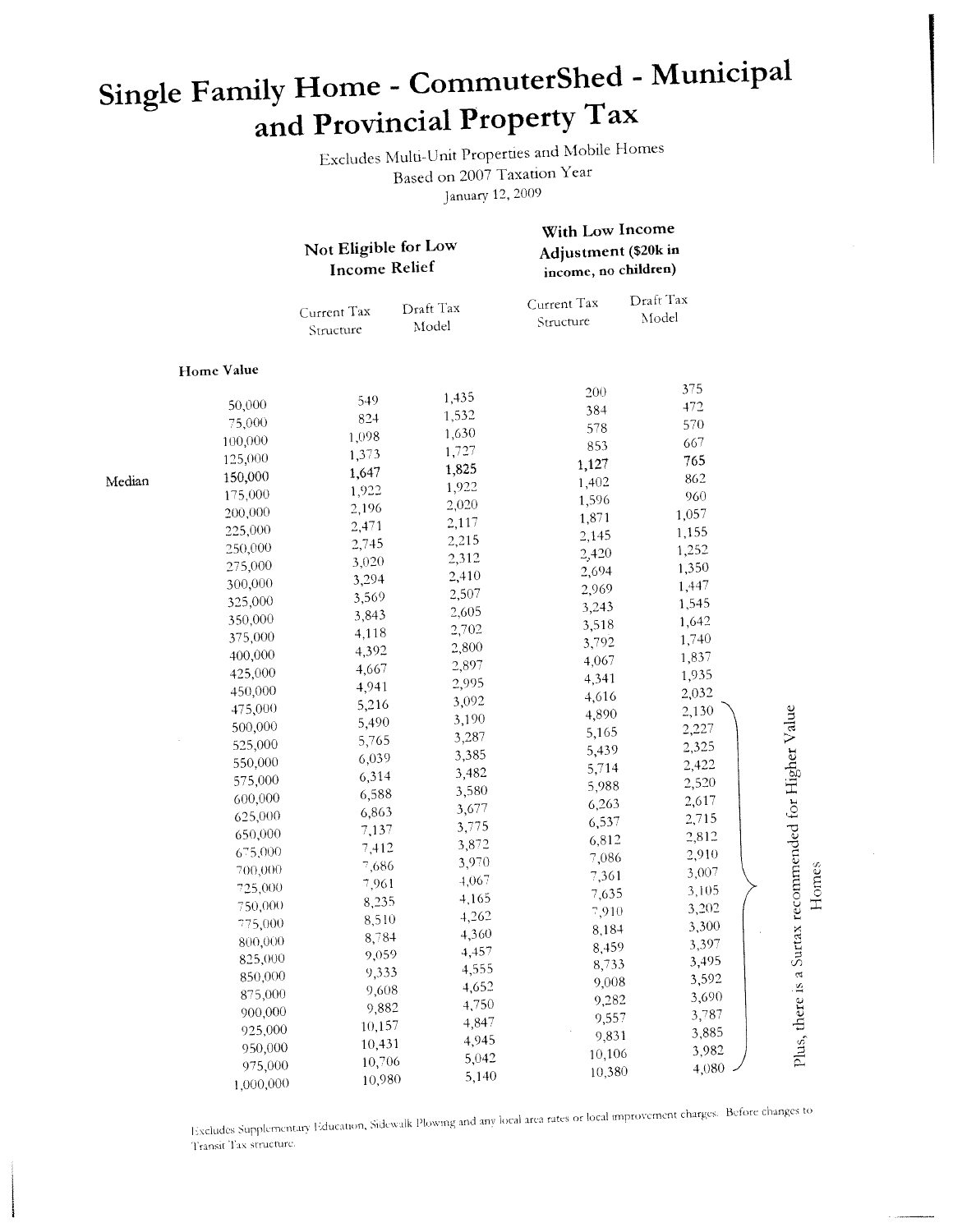# Single Family Home - CommuterShed - Municipal and Provincial Property Tax

Excludes Multi-Unit Properties and Mobile Homes
Based on 2007 Taxation Year
January 12, 2009

| | Home Value | Not Eligible for Low Income Relief | | With Low Income Adjustment ($20k in income, no children) | |
|---|---|---|---|---|---|
| | | Current Tax Structure | Draft Tax Model | Current Tax Structure | Draft Tax Model |
| | 50,000 | 549 | 1,435 | 200 | 375 |
| | 75,000 | 824 | 1,532 | 384 | 472 |
| | 100,000 | 1,098 | 1,630 | 578 | 570 |
| | 125,000 | 1,373 | 1,727 | 853 | 667 |
| Median | **150,000** | **1,647** | **1,825** | **1,127** | **765** |
| | 175,000 | 1,922 | 1,922 | 1,402 | 862 |
| | 200,000 | 2,196 | 2,020 | 1,596 | 960 |
| | 225,000 | 2,471 | 2,117 | 1,871 | 1,057 |
| | 250,000 | 2,745 | 2,215 | 2,145 | 1,155 |
| | 275,000 | 3,020 | 2,312 | 2,420 | 1,252 |
| | 300,000 | 3,294 | 2,410 | 2,694 | 1,350 |
| | 325,000 | 3,569 | 2,507 | 2,969 | 1,447 |
| | 350,000 | 3,843 | 2,605 | 3,243 | 1,545 |
| | 375,000 | 4,118 | 2,702 | 3,518 | 1,642 |
| | 400,000 | 4,392 | 2,800 | 3,792 | 1,740 |
| | 425,000 | 4,667 | 2,897 | 4,067 | 1,837 |
| | 450,000 | 4,941 | 2,995 | 4,341 | 1,935 |
| | 475,000 | 5,216 | 3,092 | 4,616 | 2,032 |
| | 500,000 | 5,490 | 3,190 | 4,890 | 2,130 |
| | 525,000 | 5,765 | 3,287 | 5,165 | 2,227 |
| | 550,000 | 6,039 | 3,385 | 5,439 | 2,325 |
| | 575,000 | 6,314 | 3,482 | 5,714 | 2,422 |
| | 600,000 | 6,588 | 3,580 | 5,988 | 2,520 |
| | 625,000 | 6,863 | 3,677 | 6,263 | 2,617 |
| | 650,000 | 7,137 | 3,775 | 6,537 | 2,715 |
| | 675,000 | 7,412 | 3,872 | 6,812 | 2,812 |
| | 700,000 | 7,686 | 3,970 | 7,086 | 2,910 |
| | 725,000 | 7,961 | 4,067 | 7,361 | 3,007 |
| | 750,000 | 8,235 | 4,165 | 7,635 | 3,105 |
| | 775,000 | 8,510 | 4,262 | 7,910 | 3,202 |
| | 800,000 | 8,784 | 4,360 | 8,184 | 3,300 |
| | 825,000 | 9,059 | 4,457 | 8,459 | 3,397 |
| | 850,000 | 9,333 | 4,555 | 8,733 | 3,495 |
| | 875,000 | 9,608 | 4,652 | 9,008 | 3,592 |
| | 900,000 | 9,882 | 4,750 | 9,282 | 3,690 |
| | 925,000 | 10,157 | 4,847 | 9,557 | 3,787 |
| | 950,000 | 10,431 | 4,945 | 9,831 | 3,885 |
| | 975,000 | 10,706 | 5,042 | 10,106 | 3,982 |
| | 1,000,000 | 10,980 | 5,140 | 10,380 | 4,080 |

Plus, there is a Surtax recommended for Higher Value Homes

Excludes Supplementary Education, Sidewalk Plowing and any local area rates or local improvement charges. Before changes to Transit Tax structure.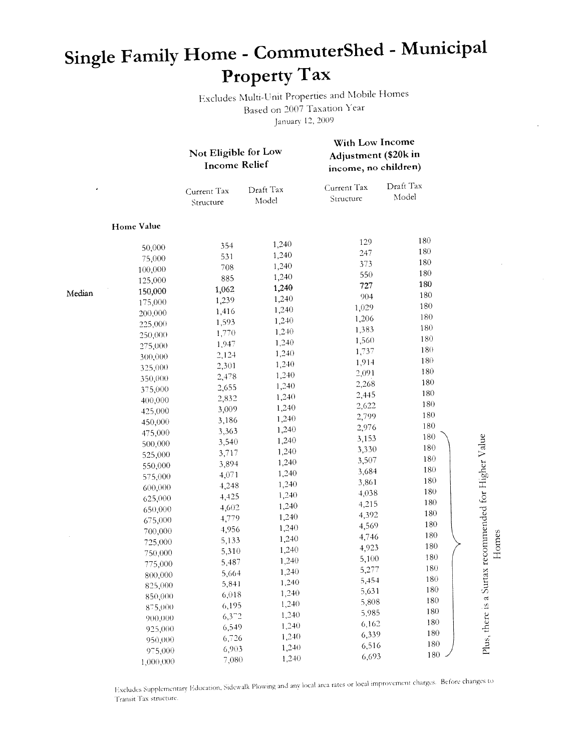# Single Family Home - CommuterShed - Municipal Property Tax

Excludes Multi-Unit Properties and Mobile Homes

Based on 2007 Taxation Year

January 12, 2009

| | | Not Eligible for Low Income Relief | | With Low Income Adjustment ($20k in income, no children) | |
|---|---|---|---|---|---|
| | | Current Tax Structure | Draft Tax Model | Current Tax Structure | Draft Tax Model |
| | **Home Value** | | | | |
| | 50,000 | 354 | 1,240 | 129 | 180 |
| | 75,000 | 531 | 1,240 | 247 | 180 |
| | 100,000 | 708 | 1,240 | 373 | 180 |
| | 125,000 | 885 | 1,240 | 550 | 180 |
| Median | **150,000** | **1,062** | **1,240** | **727** | **180** |
| | 175,000 | 1,239 | 1,240 | 904 | 180 |
| | 200,000 | 1,416 | 1,240 | 1,029 | 180 |
| | 225,000 | 1,593 | 1,240 | 1,206 | 180 |
| | 250,000 | 1,770 | 1,240 | 1,383 | 180 |
| | 275,000 | 1,947 | 1,240 | 1,560 | 180 |
| | 300,000 | 2,124 | 1,240 | 1,737 | 180 |
| | 325,000 | 2,301 | 1,240 | 1,914 | 180 |
| | 350,000 | 2,478 | 1,240 | 2,091 | 180 |
| | 375,000 | 2,655 | 1,240 | 2,268 | 180 |
| | 400,000 | 2,832 | 1,240 | 2,445 | 180 |
| | 425,000 | 3,009 | 1,240 | 2,622 | 180 |
| | 450,000 | 3,186 | 1,240 | 2,799 | 180 |
| | 475,000 | 3,363 | 1,240 | 2,976 | 180 |
| | 500,000 | 3,540 | 1,240 | 3,153 | 180 |
| | 525,000 | 3,717 | 1,240 | 3,330 | 180 |
| | 550,000 | 3,894 | 1,240 | 3,507 | 180 |
| | 575,000 | 4,071 | 1,240 | 3,684 | 180 |
| | 600,000 | 4,248 | 1,240 | 3,861 | 180 |
| | 625,000 | 4,425 | 1,240 | 4,038 | 180 |
| | 650,000 | 4,602 | 1,240 | 4,215 | 180 |
| | 675,000 | 4,779 | 1,240 | 4,392 | 180 |
| | 700,000 | 4,956 | 1,240 | 4,569 | 180 |
| | 725,000 | 5,133 | 1,240 | 4,746 | 180 |
| | 750,000 | 5,310 | 1,240 | 4,923 | 180 |
| | 775,000 | 5,487 | 1,240 | 5,100 | 180 |
| | 800,000 | 5,664 | 1,240 | 5,277 | 180 |
| | 825,000 | 5,841 | 1,240 | 5,454 | 180 |
| | 850,000 | 6,018 | 1,240 | 5,631 | 180 |
| | 875,000 | 6,195 | 1,240 | 5,808 | 180 |
| | 900,000 | 6,372 | 1,240 | 5,985 | 180 |
| | 925,000 | 6,549 | 1,240 | 6,162 | 180 |
| | 950,000 | 6,726 | 1,240 | 6,339 | 180 |
| | 975,000 | 6,903 | 1,240 | 6,516 | 180 |
| | 1,000,000 | 7,080 | 1,240 | 6,693 | 180 |

Plus, there is a Surtax recommended for Higher Value Homes

Excludes Supplementary Education, Sidewalk Plowing and any local area rates or local improvement charges. Before changes to Transit Tax structure.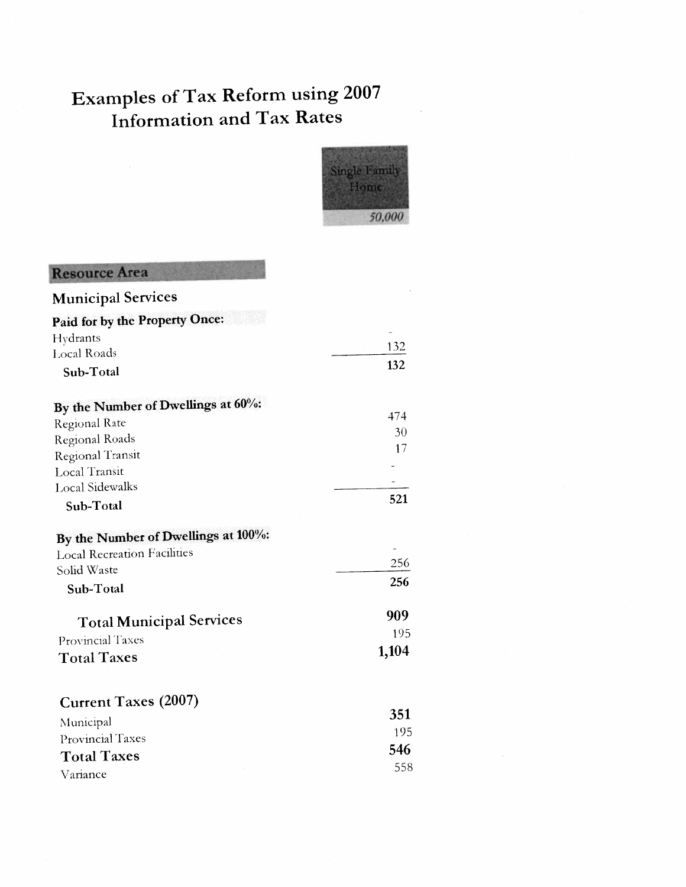# Examples of Tax Reform using 2007 Information and Tax Rates

| Resource Area | Single Family Home<br>*50,000* |
|---|---|
| **Municipal Services** | |
| **Paid for by the Property Once:** | |
| Hydrants | - |
| Local Roads | 132 |
| **Sub-Total** | **132** |
| | |
| **By the Number of Dwellings at 60%:** | |
| Regional Rate | 474 |
| Regional Roads | 30 |
| Regional Transit | 17 |
| Local Transit | - |
| Local Sidewalks | - |
| **Sub-Total** | **521** |
| | |
| **By the Number of Dwellings at 100%:** | |
| Local Recreation Facilities | - |
| Solid Waste | 256 |
| **Sub-Total** | **256** |
| | |
| **Total Municipal Services** | **909** |
| Provincial Taxes | 195 |
| **Total Taxes** | **1,104** |
| | |
| **Current Taxes (2007)** | |
| Municipal | **351** |
| Provincial Taxes | 195 |
| **Total Taxes** | **546** |
| Variance | 558 |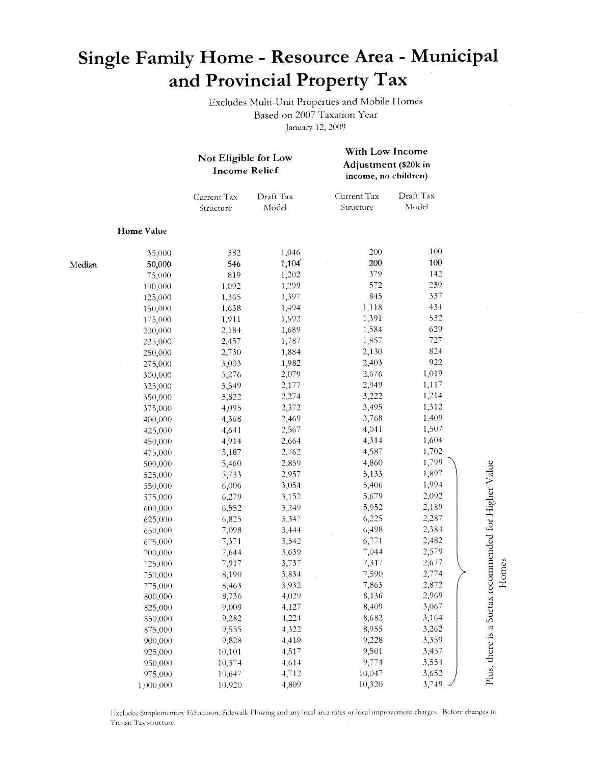# Single Family Home - Resource Area - Municipal and Provincial Property Tax

Excludes Multi-Unit Properties and Mobile Homes
Based on 2007 Taxation Year
January 12, 2009

| | | **Not Eligible for Low Income Relief** | | **With Low Income Adjustment ($20k in income, no children)** | |
|---|---|---|---|---|---|
| | | Current Tax Structure | Draft Tax Model | Current Tax Structure | Draft Tax Model |
| | **Home Value** | | | | |
| | 35,000 | 382 | 1,046 | 200 | 100 |
| Median | **50,000** | **546** | **1,104** | **200** | **100** |
| | 75,000 | 819 | 1,202 | 379 | 142 |
| | 100,000 | 1,092 | 1,299 | 572 | 239 |
| | 125,000 | 1,365 | 1,397 | 845 | 337 |
| | 150,000 | 1,638 | 1,494 | 1,118 | 434 |
| | 175,000 | 1,911 | 1,592 | 1,391 | 532 |
| | 200,000 | 2,184 | 1,689 | 1,584 | 629 |
| | 225,000 | 2,457 | 1,787 | 1,857 | 727 |
| | 250,000 | 2,730 | 1,884 | 2,130 | 824 |
| | 275,000 | 3,003 | 1,982 | 2,403 | 922 |
| | 300,000 | 3,276 | 2,079 | 2,676 | 1,019 |
| | 325,000 | 3,549 | 2,177 | 2,949 | 1,117 |
| | 350,000 | 3,822 | 2,274 | 3,222 | 1,214 |
| | 375,000 | 4,095 | 2,372 | 3,495 | 1,312 |
| | 400,000 | 4,368 | 2,469 | 3,768 | 1,409 |
| | 425,000 | 4,641 | 2,567 | 4,041 | 1,507 |
| | 450,000 | 4,914 | 2,664 | 4,314 | 1,604 |
| | 475,000 | 5,187 | 2,762 | 4,587 | 1,702 |
| | 500,000 | 5,460 | 2,859 | 4,860 | 1,799 |
| | 525,000 | 5,733 | 2,957 | 5,133 | 1,897 |
| | 550,000 | 6,006 | 3,054 | 5,406 | 1,994 |
| | 575,000 | 6,279 | 3,152 | 5,679 | 2,092 |
| | 600,000 | 6,552 | 3,249 | 5,952 | 2,189 |
| | 625,000 | 6,825 | 3,347 | 6,225 | 2,287 |
| | 650,000 | 7,098 | 3,444 | 6,498 | 2,384 |
| | 675,000 | 7,371 | 3,542 | 6,771 | 2,482 |
| | 700,000 | 7,644 | 3,639 | 7,044 | 2,579 |
| | 725,000 | 7,917 | 3,737 | 7,317 | 2,677 |
| | 750,000 | 8,190 | 3,834 | 7,590 | 2,774 |
| | 775,000 | 8,463 | 3,932 | 7,863 | 2,872 |
| | 800,000 | 8,736 | 4,029 | 8,136 | 2,969 |
| | 825,000 | 9,009 | 4,127 | 8,409 | 3,067 |
| | 850,000 | 9,282 | 4,224 | 8,682 | 3,164 |
| | 875,000 | 9,555 | 4,322 | 8,955 | 3,262 |
| | 900,000 | 9,828 | 4,419 | 9,228 | 3,359 |
| | 925,000 | 10,101 | 4,517 | 9,501 | 3,457 |
| | 950,000 | 10,374 | 4,614 | 9,774 | 3,554 |
| | 975,000 | 10,647 | 4,712 | 10,047 | 3,652 |
| | 1,000,000 | 10,920 | 4,809 | 10,320 | 3,749 |

Plus, there is a Surtax recommended for Higher Value Homes (applies to home values 500,000 to 1,000,000)

Excludes Supplementary Education, Sidewalk Plowing and any local area rates or local improvement charges. Before changes to Transit Tax structure.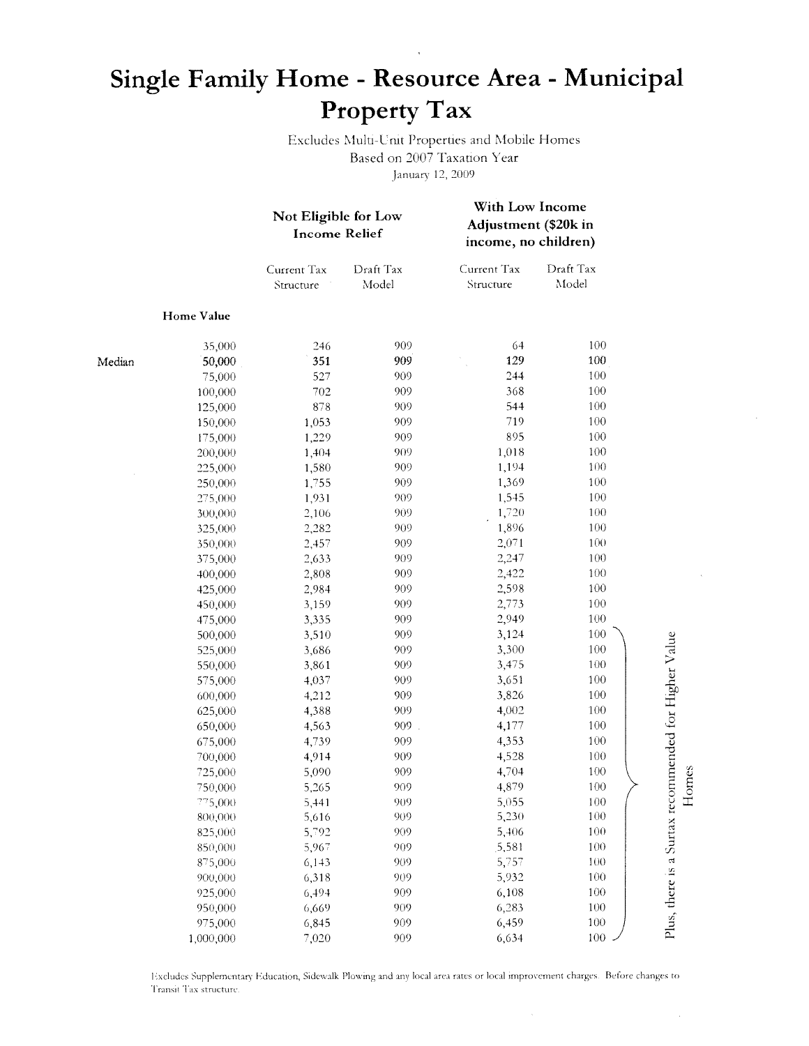# Single Family Home - Resource Area - Municipal Property Tax

Excludes Multi-Unit Properties and Mobile Homes
Based on 2007 Taxation Year
January 12, 2009

| | | Not Eligible for Low Income Relief | | With Low Income Adjustment ($20k in income, no children) | |
|---|---|---|---|---|---|
| | | Current Tax Structure | Draft Tax Model | Current Tax Structure | Draft Tax Model |
| | **Home Value** | | | | |
| | 35,000 | 246 | 909 | 64 | 100 |
| Median | **50,000** | **351** | **909** | **129** | **100** |
| | 75,000 | 527 | 909 | 244 | 100 |
| | 100,000 | 702 | 909 | 368 | 100 |
| | 125,000 | 878 | 909 | 544 | 100 |
| | 150,000 | 1,053 | 909 | 719 | 100 |
| | 175,000 | 1,229 | 909 | 895 | 100 |
| | 200,000 | 1,404 | 909 | 1,018 | 100 |
| | 225,000 | 1,580 | 909 | 1,194 | 100 |
| | 250,000 | 1,755 | 909 | 1,369 | 100 |
| | 275,000 | 1,931 | 909 | 1,545 | 100 |
| | 300,000 | 2,106 | 909 | 1,720 | 100 |
| | 325,000 | 2,282 | 909 | 1,896 | 100 |
| | 350,000 | 2,457 | 909 | 2,071 | 100 |
| | 375,000 | 2,633 | 909 | 2,247 | 100 |
| | 400,000 | 2,808 | 909 | 2,422 | 100 |
| | 425,000 | 2,984 | 909 | 2,598 | 100 |
| | 450,000 | 3,159 | 909 | 2,773 | 100 |
| | 475,000 | 3,335 | 909 | 2,949 | 100 |
| | 500,000 | 3,510 | 909 | 3,124 | 100 |
| | 525,000 | 3,686 | 909 | 3,300 | 100 |
| | 550,000 | 3,861 | 909 | 3,475 | 100 |
| | 575,000 | 4,037 | 909 | 3,651 | 100 |
| | 600,000 | 4,212 | 909 | 3,826 | 100 |
| | 625,000 | 4,388 | 909 | 4,002 | 100 |
| | 650,000 | 4,563 | 909 | 4,177 | 100 |
| | 675,000 | 4,739 | 909 | 4,353 | 100 |
| | 700,000 | 4,914 | 909 | 4,528 | 100 |
| | 725,000 | 5,090 | 909 | 4,704 | 100 |
| | 750,000 | 5,265 | 909 | 4,879 | 100 |
| | 775,000 | 5,441 | 909 | 5,055 | 100 |
| | 800,000 | 5,616 | 909 | 5,230 | 100 |
| | 825,000 | 5,792 | 909 | 5,406 | 100 |
| | 850,000 | 5,967 | 909 | 5,581 | 100 |
| | 875,000 | 6,143 | 909 | 5,757 | 100 |
| | 900,000 | 6,318 | 909 | 5,932 | 100 |
| | 925,000 | 6,494 | 909 | 6,108 | 100 |
| | 950,000 | 6,669 | 909 | 6,283 | 100 |
| | 975,000 | 6,845 | 909 | 6,459 | 100 |
| | 1,000,000 | 7,020 | 909 | 6,634 | 100 |

Plus, there is a Surtax recommended for Higher Value Homes (applies to home values 500,000 to 1,000,000)

Excludes Supplementary Education, Sidewalk Plowing and any local area rates or local improvement charges. Before changes to Transit Tax structure.